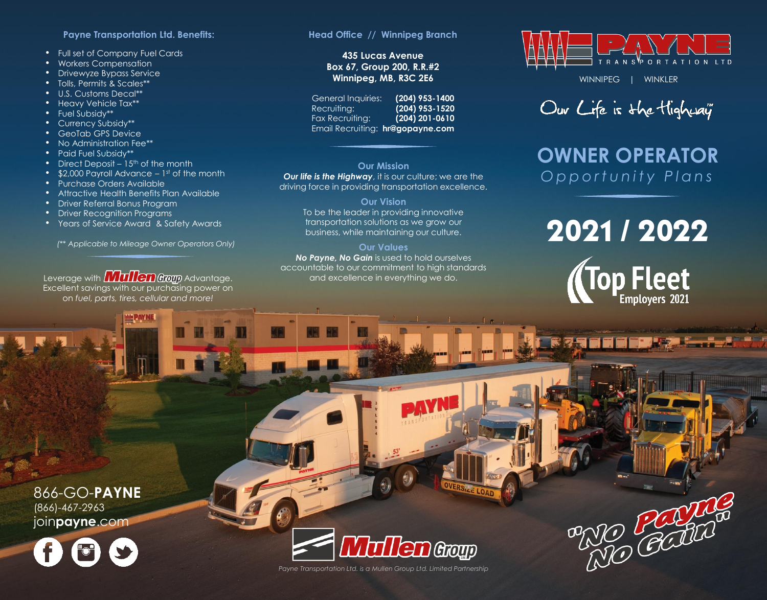## Payne Transportation Ltd. Benefits:

- Full set of Company Fuel Cards
- Workers Compensation
- Drivewyze Bypass Service
- Tolls, Permits & Scales**
- U.S. Customs Decal**
- Heavy Vehicle Tax**
- Fuel Subsidy**
- Currency Subsidy**
- GeoTab GPS Device
- No Administration Fee**
- Paid Fuel Subsidy**
- Direct Deposit – 15th of the month
- $2,000 Payroll Advance – 1st of the month
- Purchase Orders Available
- Attractive Health Benefits Plan Available
- Driver Referral Bonus Program
- Driver Recognition Programs
- Years of Service Award & Safety Awards

*(** Applicable to Mileage Owner Operators Only)*

Leverage with Mullen Group Advantage. Excellent savings with our purchasing power on *fuel, parts, tires, cellular and more!*

## Head Office // Winnipeg Branch

**435 Lucas Avenue**
**Box 67, Group 200, R.R.#2**
**Winnipeg, MB, R3C 2E6**

| | |
|---|---|
| General Inquiries: | **(204) 953-1400** |
| Recruiting: | **(204) 953-1520** |
| Fax Recruiting: | **(204) 201-0610** |
| Email Recruiting: | **hr@gopayne.com** |

### Our Mission

***Our life is the Highway***, it is our culture; we are the driving force in providing transportation excellence.

### Our Vision

To be the leader in providing innovative transportation solutions as we grow our business, while maintaining our culture.

### Our Values

***No Payne, No Gain*** is used to hold ourselves accountable to our commitment to high standards and excellence in everything we do.

PAYNE TRANSPORTATION LTD

WINNIPEG | WINKLER

Our Life is the Highway™

# OWNER OPERATOR

*Opportunity Plans*

# 2021 / 2022

Top Fleet Employers 2021

866-GO-**PAYNE**
(866)-467-2963
join**payne**.com

Mullen Group

*Payne Transportation Ltd. is a Mullen Group Ltd. Limited Partnership*

"No Payne No Gain"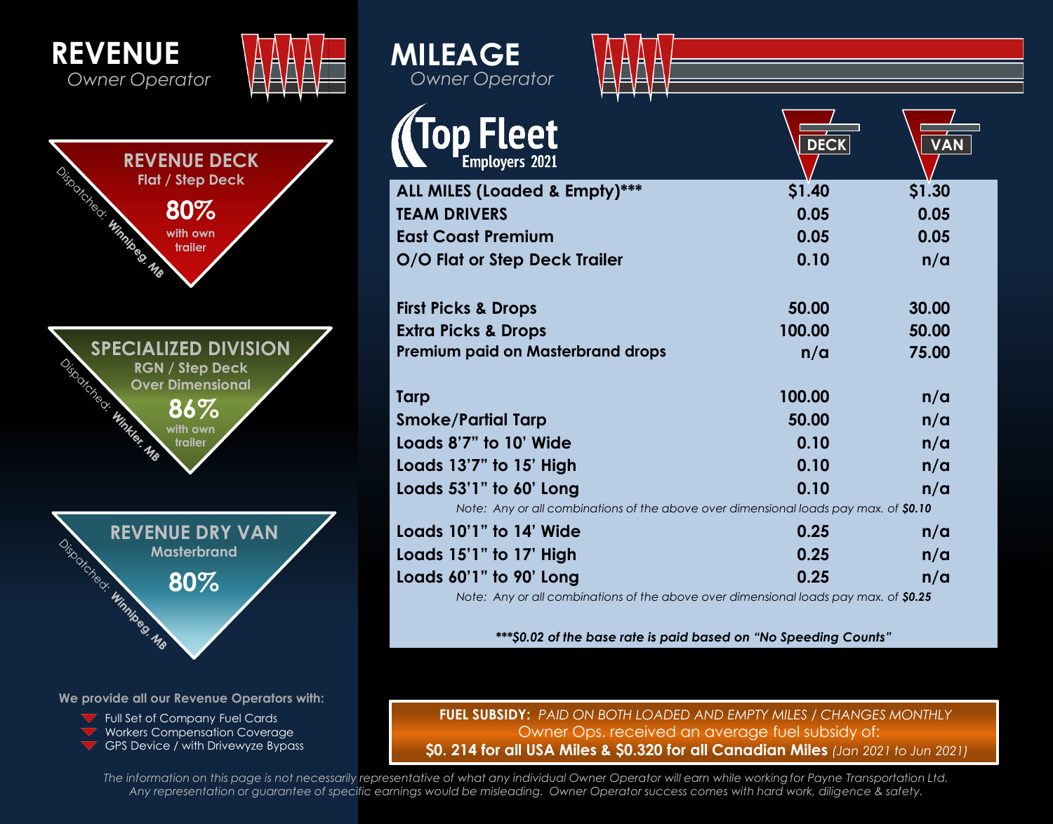# REVENUE

*Owner Operator*

## REVENUE DECK

Flat / Step Deck

**80%**

with own trailer

*Dispatched:* **Winnipeg, MB**

## SPECIALIZED DIVISION

RGN / Step Deck
Over Dimensional

**86%**

with own trailer

*Dispatched:* **Winkler, MB**

## REVENUE DRY VAN

Masterbrand

**80%**

*Dispatched:* **Winnipeg, MB**

**We provide all our Revenue Operators with:**

- Full Set of Company Fuel Cards
- Workers Compensation Coverage
- GPS Device / with Drivewyze Bypass

# MILEAGE

*Owner Operator*

**Top Fleet** Employers 2021

| | DECK | VAN |
|---|---|---|
| **ALL MILES (Loaded & Empty)*** ** | **$1.40** | **$1.30** |
| **TEAM DRIVERS** | **0.05** | **0.05** |
| **East Coast Premium** | **0.05** | **0.05** |
| **O/O Flat or Step Deck Trailer** | **0.10** | **n/a** |
| **First Picks & Drops** | **50.00** | **30.00** |
| **Extra Picks & Drops** | **100.00** | **50.00** |
| **Premium paid on Masterbrand drops** | **n/a** | **75.00** |
| **Tarp** | **100.00** | **n/a** |
| **Smoke/Partial Tarp** | **50.00** | **n/a** |
| **Loads 8'7" to 10' Wide** | **0.10** | **n/a** |
| **Loads 13'7" to 15' High** | **0.10** | **n/a** |
| **Loads 53'1" to 60' Long** | **0.10** | **n/a** |
| *Note: Any or all combinations of the above over dimensional loads pay max. of **$0.10*** | | |
| **Loads 10'1" to 14' Wide** | **0.25** | **n/a** |
| **Loads 15'1" to 17' High** | **0.25** | **n/a** |
| **Loads 60'1" to 90' Long** | **0.25** | **n/a** |
| *Note: Any or all combinations of the above over dimensional loads pay max. of **$0.25*** | | |

****\*\*\*$0.02 of the base rate is paid based on "No Speeding Counts"***

**FUEL SUBSIDY:** *PAID ON BOTH LOADED AND EMPTY MILES / CHANGES MONTHLY*
Owner Ops. received an average fuel subsidy of:
**$0. 214 for all USA Miles & $0.320 for all Canadian Miles** *(Jan 2021 to Jun 2021)*

*The information on this page is not necessarily representative of what any individual Owner Operator will earn while working for Payne Transportation Ltd. Any representation or guarantee of specific earnings would be misleading. Owner Operator success comes with hard work, diligence & safety.*